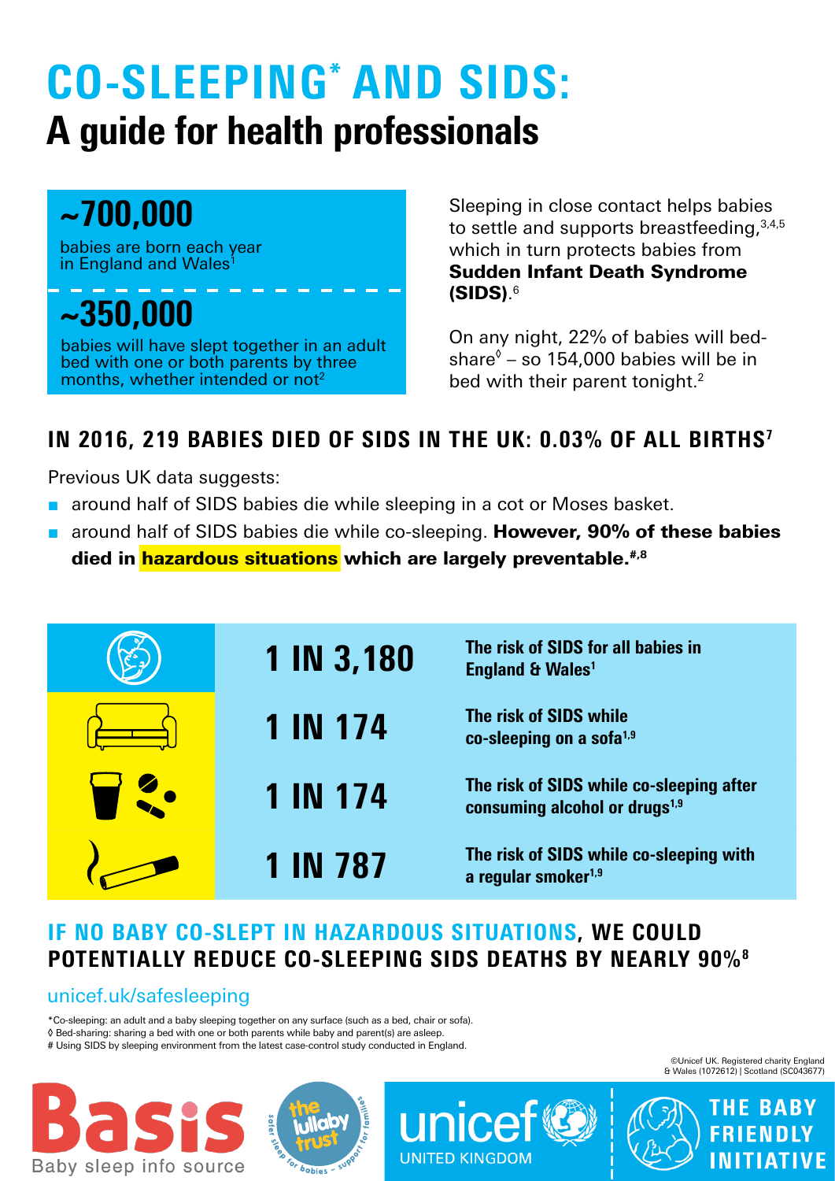# CO-SLEEPING* AND SIDS:

## A guide for health professionals

**~700,000**

babies are born each year in England and Wales[1]

**~350,000**

babies will have slept together in an adult bed with one or both parents by three months, whether intended or not[2]

Sleeping in close contact helps babies to settle and supports breastfeeding,[3,4,5] which in turn protects babies from **Sudden Infant Death Syndrome (SIDS)**.[6]

On any night, 22% of babies will bed-share◊ – so 154,000 babies will be in bed with their parent tonight.[2]

### IN 2016, 219 BABIES DIED OF SIDS IN THE UK: 0.03% OF ALL BIRTHS[7]

Previous UK data suggests:

- around half of SIDS babies die while sleeping in a cot or Moses basket.
- around half of SIDS babies die while co-sleeping. **However, 90% of these babies died in hazardous situations which are largely preventable.**[#,8]

| | |
|---|---|
| **1 IN 3,180** | **The risk of SIDS for all babies in England & Wales**[1] |
| **1 IN 174** | **The risk of SIDS while co-sleeping on a sofa**[1,9] |
| **1 IN 174** | **The risk of SIDS while co-sleeping after consuming alcohol or drugs**[1,9] |
| **1 IN 787** | **The risk of SIDS while co-sleeping with a regular smoker**[1,9] |

### IF NO BABY CO-SLEPT IN HAZARDOUS SITUATIONS, WE COULD POTENTIALLY REDUCE CO-SLEEPING SIDS DEATHS BY NEARLY 90%[8]

unicef.uk/safesleeping

*Co-sleeping: an adult and a baby sleeping together on any surface (such as a bed, chair or sofa).
◊ Bed-sharing: sharing a bed with one or both parents while baby and parent(s) are asleep.
# Using SIDS by sleeping environment from the latest case-control study conducted in England.

©Unicef UK. Registered charity England & Wales (1072612) | Scotland (SC043677)

Basis Baby sleep info source | the lullaby trust | unicef UNITED KINGDOM | THE BABY FRIENDLY INITIATIVE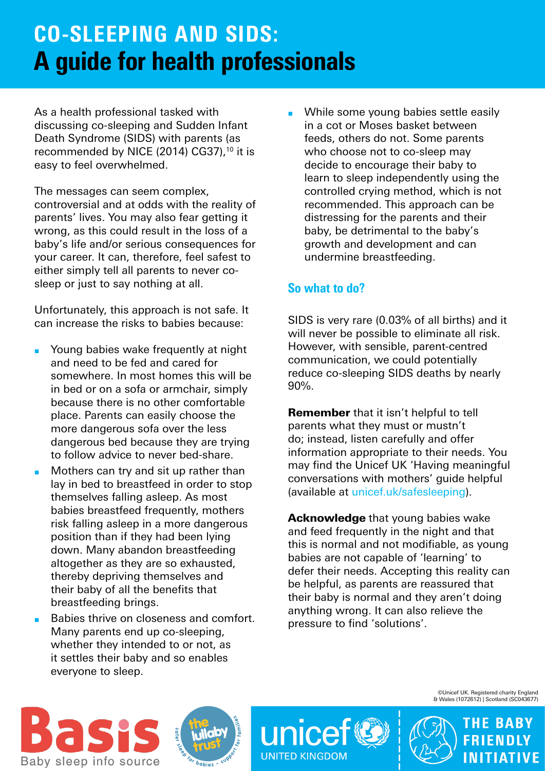# CO-SLEEPING AND SIDS:
# A guide for health professionals

As a health professional tasked with discussing co-sleeping and Sudden Infant Death Syndrome (SIDS) with parents (as recommended by NICE (2014) CG37),[10] it is easy to feel overwhelmed.

The messages can seem complex, controversial and at odds with the reality of parents' lives. You may also fear getting it wrong, as this could result in the loss of a baby's life and/or serious consequences for your career. It can, therefore, feel safest to either simply tell all parents to never co-sleep or just to say nothing at all.

Unfortunately, this approach is not safe. It can increase the risks to babies because:

- Young babies wake frequently at night and need to be fed and cared for somewhere. In most homes this will be in bed or on a sofa or armchair, simply because there is no other comfortable place. Parents can easily choose the more dangerous sofa over the less dangerous bed because they are trying to follow advice to never bed-share.
- Mothers can try and sit up rather than lay in bed to breastfeed in order to stop themselves falling asleep. As most babies breastfeed frequently, mothers risk falling asleep in a more dangerous position than if they had been lying down. Many abandon breastfeeding altogether as they are so exhausted, thereby depriving themselves and their baby of all the benefits that breastfeeding brings.
- Babies thrive on closeness and comfort. Many parents end up co-sleeping, whether they intended to or not, as it settles their baby and so enables everyone to sleep.
- While some young babies settle easily in a cot or Moses basket between feeds, others do not. Some parents who choose not to co-sleep may decide to encourage their baby to learn to sleep independently using the controlled crying method, which is not recommended. This approach can be distressing for the parents and their baby, be detrimental to the baby's growth and development and can undermine breastfeeding.

## So what to do?

SIDS is very rare (0.03% of all births) and it will never be possible to eliminate all risk. However, with sensible, parent-centred communication, we could potentially reduce co-sleeping SIDS deaths by nearly 90%.

**Remember** that it isn't helpful to tell parents what they must or mustn't do; instead, listen carefully and offer information appropriate to their needs. You may find the Unicef UK 'Having meaningful conversations with mothers' guide helpful (available at unicef.uk/safesleeping).

**Acknowledge** that young babies wake and feed frequently in the night and that this is normal and not modifiable, as young babies are not capable of 'learning' to defer their needs. Accepting this reality can be helpful, as parents are reassured that their baby is normal and they aren't doing anything wrong. It can also relieve the pressure to find 'solutions'.

©Unicef UK. Registered charity England & Wales (1072612) | Scotland (SC043677)

Basis Baby sleep info source | the lullaby trust | unicef UNITED KINGDOM | THE BABY FRIENDLY INITIATIVE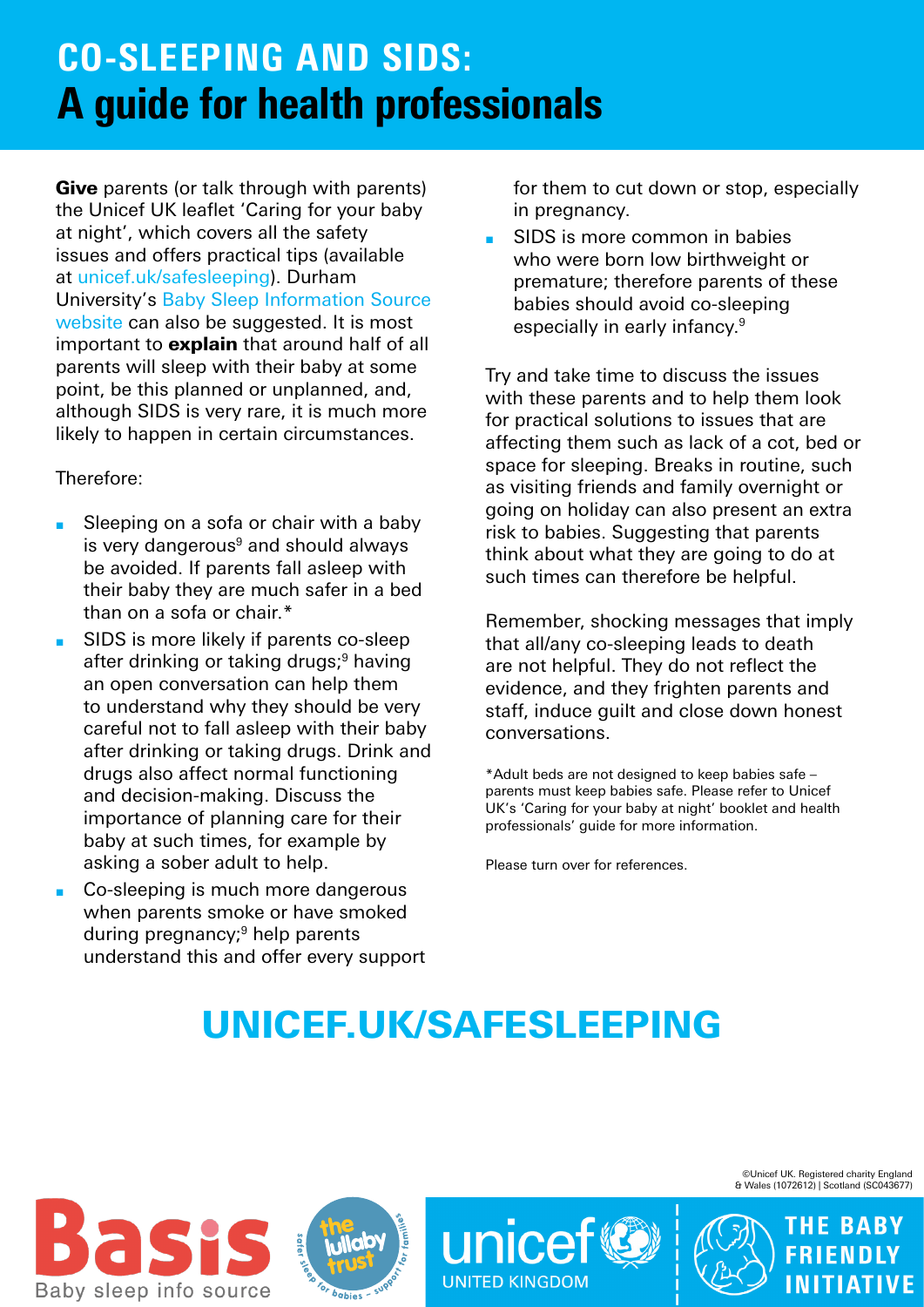# CO-SLEEPING AND SIDS: A guide for health professionals

**Give** parents (or talk through with parents) the Unicef UK leaflet 'Caring for your baby at night', which covers all the safety issues and offers practical tips (available at unicef.uk/safesleeping). Durham University's Baby Sleep Information Source website can also be suggested. It is most important to **explain** that around half of all parents will sleep with their baby at some point, be this planned or unplanned, and, although SIDS is very rare, it is much more likely to happen in certain circumstances.

Therefore:

- Sleeping on a sofa or chair with a baby is very dangerous[9] and should always be avoided. If parents fall asleep with their baby they are much safer in a bed than on a sofa or chair.*
- SIDS is more likely if parents co-sleep after drinking or taking drugs;[9] having an open conversation can help them to understand why they should be very careful not to fall asleep with their baby after drinking or taking drugs. Drink and drugs also affect normal functioning and decision-making. Discuss the importance of planning care for their baby at such times, for example by asking a sober adult to help.
- Co-sleeping is much more dangerous when parents smoke or have smoked during pregnancy;[9] help parents understand this and offer every support for them to cut down or stop, especially in pregnancy.
- SIDS is more common in babies who were born low birthweight or premature; therefore parents of these babies should avoid co-sleeping especially in early infancy.[9]

Try and take time to discuss the issues with these parents and to help them look for practical solutions to issues that are affecting them such as lack of a cot, bed or space for sleeping. Breaks in routine, such as visiting friends and family overnight or going on holiday can also present an extra risk to babies. Suggesting that parents think about what they are going to do at such times can therefore be helpful.

Remember, shocking messages that imply that all/any co-sleeping leads to death are not helpful. They do not reflect the evidence, and they frighten parents and staff, induce guilt and close down honest conversations.

*Adult beds are not designed to keep babies safe – parents must keep babies safe. Please refer to Unicef UK's 'Caring for your baby at night' booklet and health professionals' guide for more information.

Please turn over for references.

## UNICEF.UK/SAFESLEEPING

©Unicef UK. Registered charity England & Wales (1072612) | Scotland (SC043677)

Basis Baby sleep info source

the lullaby trust – safer sleep for babies – support for families

unicef UNITED KINGDOM

THE BABY FRIENDLY INITIATIVE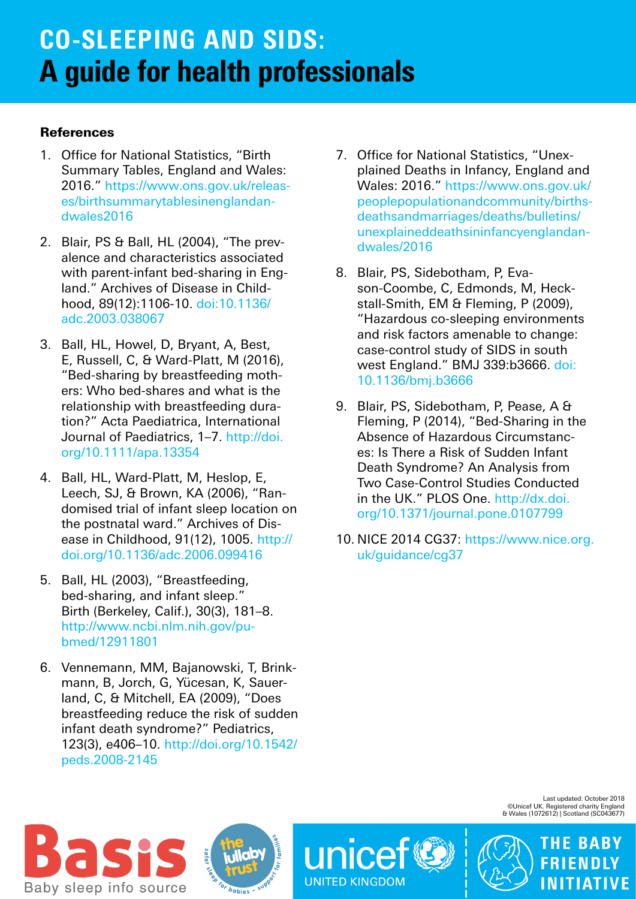# CO-SLEEPING AND SIDS: A guide for health professionals

### References

1. Office for National Statistics, "Birth Summary Tables, England and Wales: 2016." https://www.ons.gov.uk/releases/birthsummarytablesinenglandandwales2016

2. Blair, PS & Ball, HL (2004), "The prevalence and characteristics associated with parent-infant bed-sharing in England." Archives of Disease in Childhood, 89(12):1106-10. doi:10.1136/adc.2003.038067

3. Ball, HL, Howel, D, Bryant, A, Best, E, Russell, C, & Ward-Platt, M (2016), "Bed-sharing by breastfeeding mothers: Who bed-shares and what is the relationship with breastfeeding duration?" Acta Paediatrica, International Journal of Paediatrics, 1–7. http://doi.org/10.1111/apa.13354

4. Ball, HL, Ward-Platt, M, Heslop, E, Leech, SJ, & Brown, KA (2006), "Randomised trial of infant sleep location on the postnatal ward." Archives of Disease in Childhood, 91(12), 1005. http://doi.org/10.1136/adc.2006.099416

5. Ball, HL (2003), "Breastfeeding, bed-sharing, and infant sleep." Birth (Berkeley, Calif.), 30(3), 181–8. http://www.ncbi.nlm.nih.gov/pubmed/12911801

6. Vennemann, MM, Bajanowski, T, Brinkmann, B, Jorch, G, Yücesan, K, Sauerland, C, & Mitchell, EA (2009), "Does breastfeeding reduce the risk of sudden infant death syndrome?" Pediatrics, 123(3), e406–10. http://doi.org/10.1542/peds.2008-2145

7. Office for National Statistics, "Unexplained Deaths in Infancy, England and Wales: 2016." https://www.ons.gov.uk/peoplepopulationandcommunity/birthsdeathsandmarriages/deaths/bulletins/unexplaineddeathsininfancyenglandandwales/2016

8. Blair, PS, Sidebotham, P, Evason-Coombe, C, Edmonds, M, Heckstall-Smith, EM & Fleming, P (2009), "Hazardous co-sleeping environments and risk factors amenable to change: case-control study of SIDS in south west England." BMJ 339:b3666. doi:10.1136/bmj.b3666

9. Blair, PS, Sidebotham, P, Pease, A & Fleming, P (2014), "Bed-Sharing in the Absence of Hazardous Circumstances: Is There a Risk of Sudden Infant Death Syndrome? An Analysis from Two Case-Control Studies Conducted in the UK." PLOS One. http://dx.doi.org/10.1371/journal.pone.0107799

10. NICE 2014 CG37: https://www.nice.org.uk/guidance/cg37

Last updated: October 2018
©Unicef UK. Registered charity England & Wales (1072612) | Scotland (SC043677)

Basis Baby sleep info source | the lullaby trust – safer sleep for babies – support for families | unicef UNITED KINGDOM | THE BABY FRIENDLY INITIATIVE